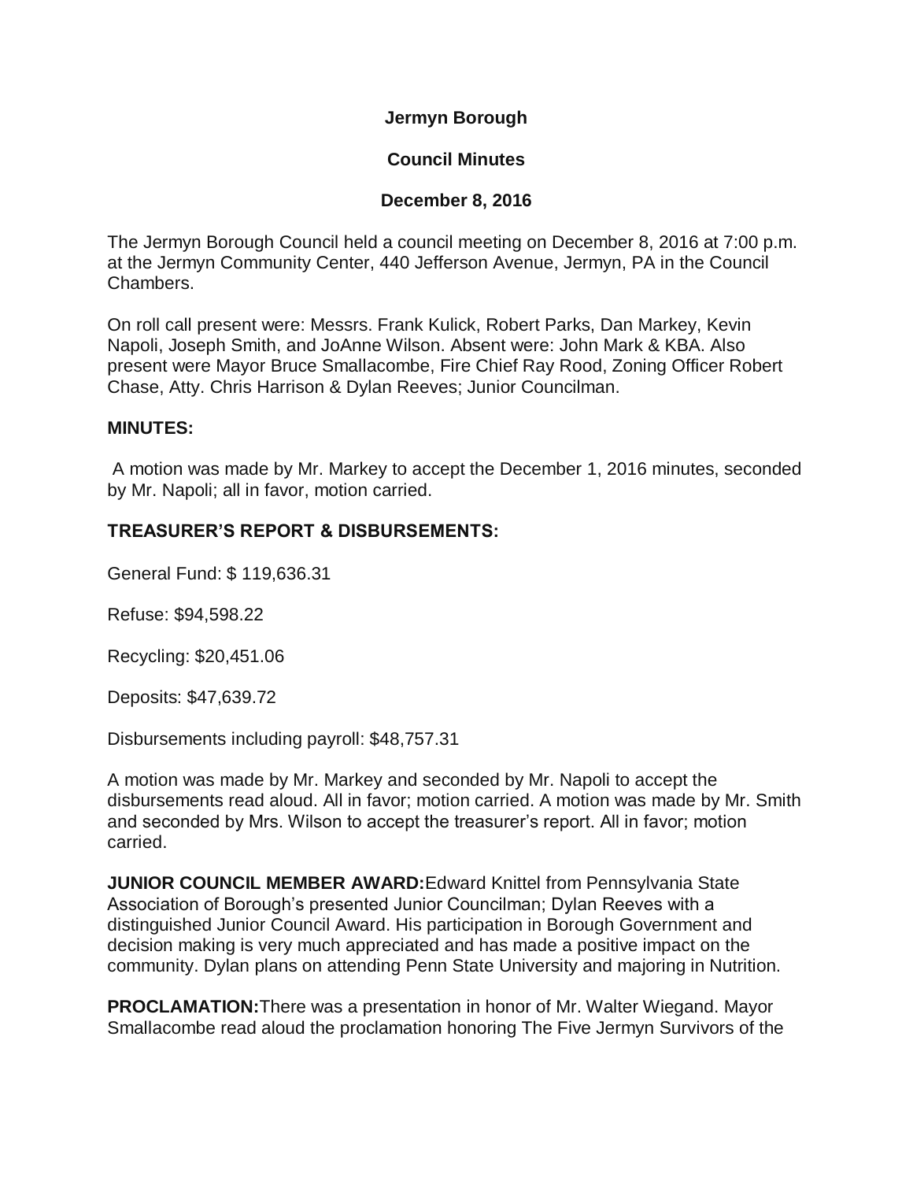# Jermyn Borough

## Council Minutes

### December 8, 2016

The Jermyn Borough Council held a council meeting on December 8, 2016 at 7:00 p.m. at the Jermyn Community Center, 440 Jefferson Avenue, Jermyn, PA in the Council Chambers.

On roll call present were: Messrs. Frank Kulick, Robert Parks, Dan Markey, Kevin Napoli, Joseph Smith, and JoAnne Wilson. Absent were: John Mark & KBA. Also present were Mayor Bruce Smallacombe, Fire Chief Ray Rood, Zoning Officer Robert Chase, Atty. Chris Harrison & Dylan Reeves; Junior Councilman.

**MINUTES:**

A motion was made by Mr. Markey to accept the December 1, 2016 minutes, seconded by Mr. Napoli; all in favor, motion carried.

**TREASURER'S REPORT & DISBURSEMENTS:**

General Fund: $ 119,636.31

Refuse: $94,598.22

Recycling: $20,451.06

Deposits: $47,639.72

Disbursements including payroll: $48,757.31

A motion was made by Mr. Markey and seconded by Mr. Napoli to accept the disbursements read aloud. All in favor; motion carried. A motion was made by Mr. Smith and seconded by Mrs. Wilson to accept the treasurer's report. All in favor; motion carried.

**JUNIOR COUNCIL MEMBER AWARD:** Edward Knittel from Pennsylvania State Association of Borough's presented Junior Councilman; Dylan Reeves with a distinguished Junior Council Award. His participation in Borough Government and decision making is very much appreciated and has made a positive impact on the community. Dylan plans on attending Penn State University and majoring in Nutrition.

**PROCLAMATION:** There was a presentation in honor of Mr. Walter Wiegand. Mayor Smallacombe read aloud the proclamation honoring The Five Jermyn Survivors of the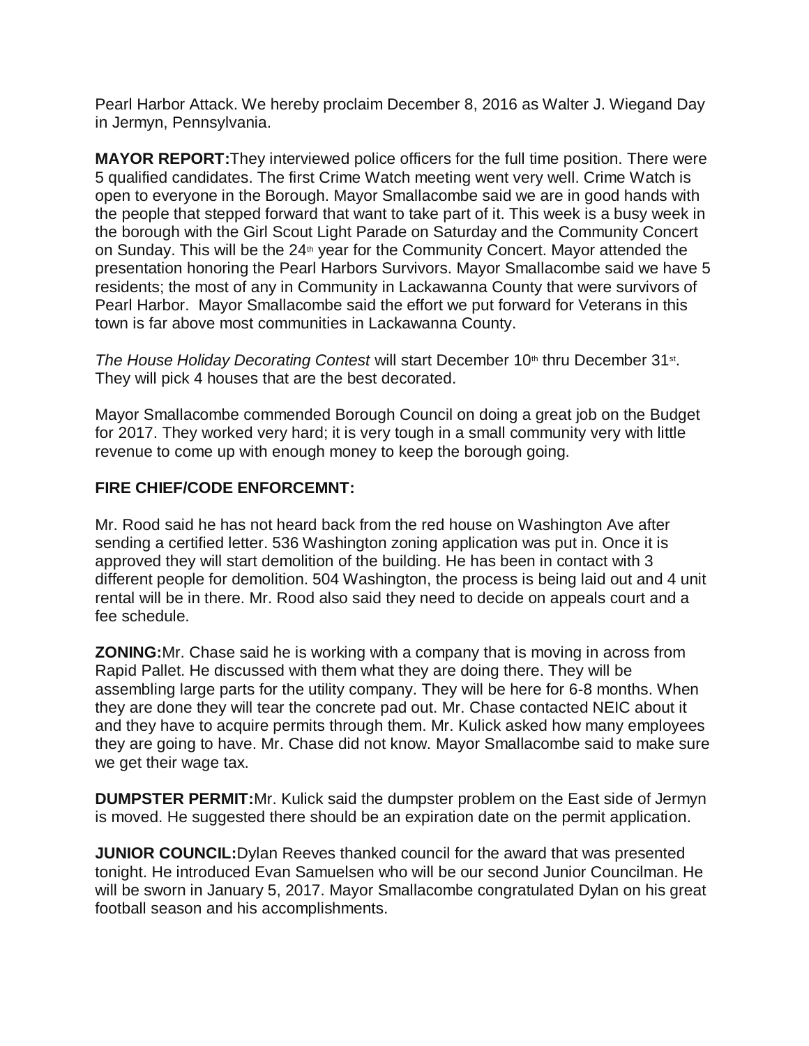Pearl Harbor Attack. We hereby proclaim December 8, 2016 as Walter J. Wiegand Day in Jermyn, Pennsylvania.

**MAYOR REPORT:**They interviewed police officers for the full time position. There were 5 qualified candidates. The first Crime Watch meeting went very well. Crime Watch is open to everyone in the Borough. Mayor Smallacombe said we are in good hands with the people that stepped forward that want to take part of it. This week is a busy week in the borough with the Girl Scout Light Parade on Saturday and the Community Concert on Sunday. This will be the 24th year for the Community Concert. Mayor attended the presentation honoring the Pearl Harbors Survivors. Mayor Smallacombe said we have 5 residents; the most of any in Community in Lackawanna County that were survivors of Pearl Harbor. Mayor Smallacombe said the effort we put forward for Veterans in this town is far above most communities in Lackawanna County.

*The House Holiday Decorating Contest* will start December 10th thru December 31st. They will pick 4 houses that are the best decorated.

Mayor Smallacombe commended Borough Council on doing a great job on the Budget for 2017. They worked very hard; it is very tough in a small community very with little revenue to come up with enough money to keep the borough going.

**FIRE CHIEF/CODE ENFORCEMNT:**

Mr. Rood said he has not heard back from the red house on Washington Ave after sending a certified letter. 536 Washington zoning application was put in. Once it is approved they will start demolition of the building. He has been in contact with 3 different people for demolition. 504 Washington, the process is being laid out and 4 unit rental will be in there. Mr. Rood also said they need to decide on appeals court and a fee schedule.

**ZONING:**Mr. Chase said he is working with a company that is moving in across from Rapid Pallet. He discussed with them what they are doing there. They will be assembling large parts for the utility company. They will be here for 6-8 months. When they are done they will tear the concrete pad out. Mr. Chase contacted NEIC about it and they have to acquire permits through them. Mr. Kulick asked how many employees they are going to have. Mr. Chase did not know. Mayor Smallacombe said to make sure we get their wage tax.

**DUMPSTER PERMIT:**Mr. Kulick said the dumpster problem on the East side of Jermyn is moved. He suggested there should be an expiration date on the permit application.

**JUNIOR COUNCIL:**Dylan Reeves thanked council for the award that was presented tonight. He introduced Evan Samuelsen who will be our second Junior Councilman. He will be sworn in January 5, 2017. Mayor Smallacombe congratulated Dylan on his great football season and his accomplishments.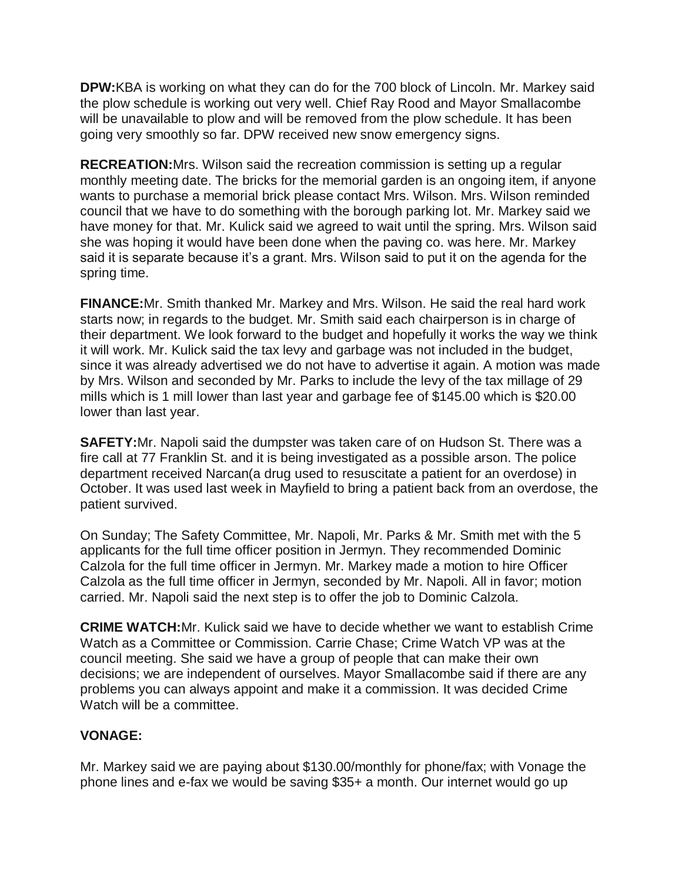**DPW:**KBA is working on what they can do for the 700 block of Lincoln. Mr. Markey said the plow schedule is working out very well. Chief Ray Rood and Mayor Smallacombe will be unavailable to plow and will be removed from the plow schedule. It has been going very smoothly so far. DPW received new snow emergency signs.

**RECREATION:**Mrs. Wilson said the recreation commission is setting up a regular monthly meeting date. The bricks for the memorial garden is an ongoing item, if anyone wants to purchase a memorial brick please contact Mrs. Wilson. Mrs. Wilson reminded council that we have to do something with the borough parking lot. Mr. Markey said we have money for that. Mr. Kulick said we agreed to wait until the spring. Mrs. Wilson said she was hoping it would have been done when the paving co. was here. Mr. Markey said it is separate because it's a grant. Mrs. Wilson said to put it on the agenda for the spring time.

**FINANCE:**Mr. Smith thanked Mr. Markey and Mrs. Wilson. He said the real hard work starts now; in regards to the budget. Mr. Smith said each chairperson is in charge of their department. We look forward to the budget and hopefully it works the way we think it will work. Mr. Kulick said the tax levy and garbage was not included in the budget, since it was already advertised we do not have to advertise it again. A motion was made by Mrs. Wilson and seconded by Mr. Parks to include the levy of the tax millage of 29 mills which is 1 mill lower than last year and garbage fee of $145.00 which is $20.00 lower than last year.

**SAFETY:**Mr. Napoli said the dumpster was taken care of on Hudson St. There was a fire call at 77 Franklin St. and it is being investigated as a possible arson. The police department received Narcan(a drug used to resuscitate a patient for an overdose) in October. It was used last week in Mayfield to bring a patient back from an overdose, the patient survived.

On Sunday; The Safety Committee, Mr. Napoli, Mr. Parks & Mr. Smith met with the 5 applicants for the full time officer position in Jermyn. They recommended Dominic Calzola for the full time officer in Jermyn. Mr. Markey made a motion to hire Officer Calzola as the full time officer in Jermyn, seconded by Mr. Napoli. All in favor; motion carried. Mr. Napoli said the next step is to offer the job to Dominic Calzola.

**CRIME WATCH:**Mr. Kulick said we have to decide whether we want to establish Crime Watch as a Committee or Commission. Carrie Chase; Crime Watch VP was at the council meeting. She said we have a group of people that can make their own decisions; we are independent of ourselves. Mayor Smallacombe said if there are any problems you can always appoint and make it a commission. It was decided Crime Watch will be a committee.

**VONAGE:**

Mr. Markey said we are paying about $130.00/monthly for phone/fax; with Vonage the phone lines and e-fax we would be saving $35+ a month. Our internet would go up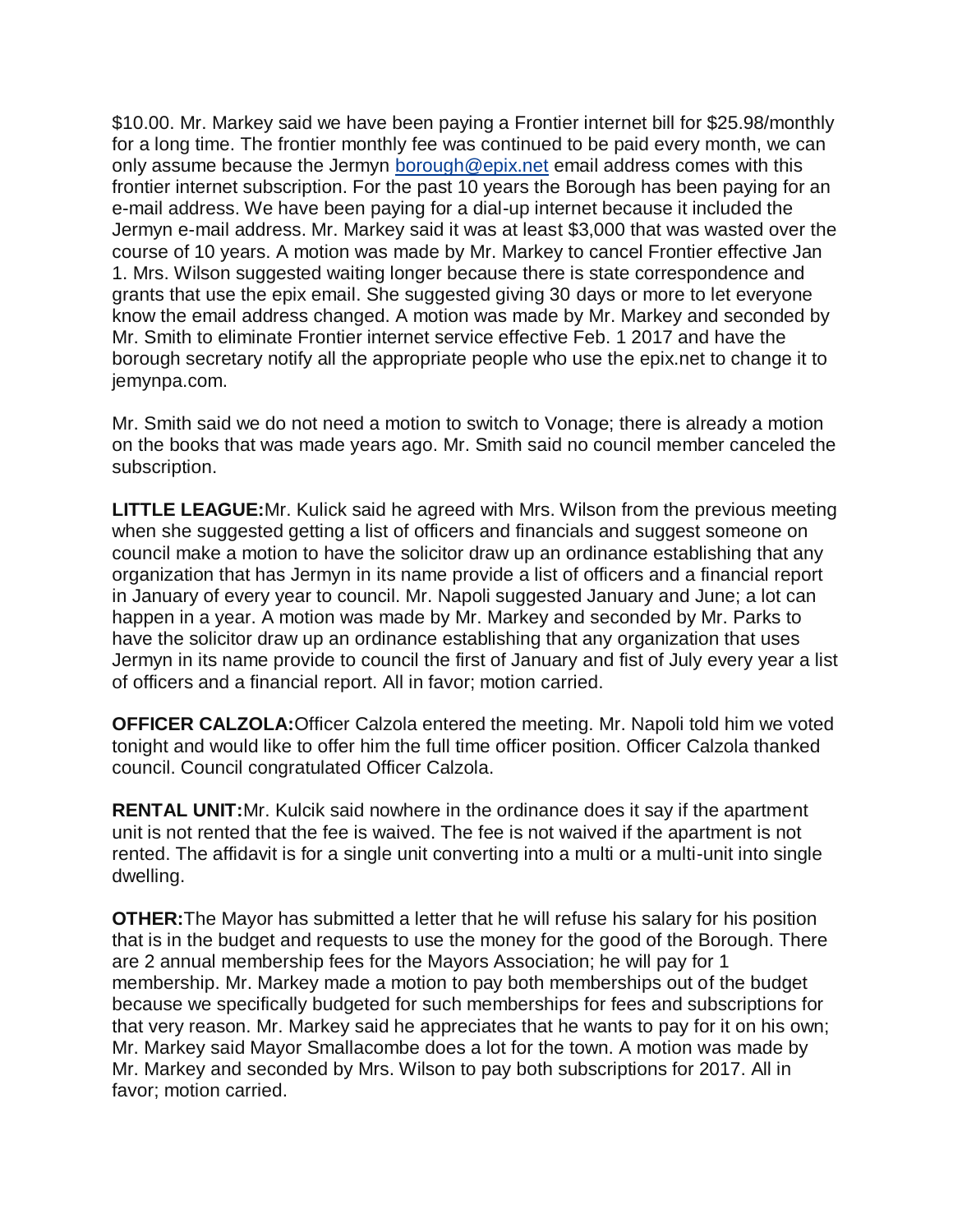$10.00. Mr. Markey said we have been paying a Frontier internet bill for $25.98/monthly for a long time. The frontier monthly fee was continued to be paid every month, we can only assume because the Jermyn borough@epix.net email address comes with this frontier internet subscription. For the past 10 years the Borough has been paying for an e-mail address. We have been paying for a dial-up internet because it included the Jermyn e-mail address. Mr. Markey said it was at least $3,000 that was wasted over the course of 10 years. A motion was made by Mr. Markey to cancel Frontier effective Jan 1. Mrs. Wilson suggested waiting longer because there is state correspondence and grants that use the epix email. She suggested giving 30 days or more to let everyone know the email address changed. A motion was made by Mr. Markey and seconded by Mr. Smith to eliminate Frontier internet service effective Feb. 1 2017 and have the borough secretary notify all the appropriate people who use the epix.net to change it to jemynpa.com.

Mr. Smith said we do not need a motion to switch to Vonage; there is already a motion on the books that was made years ago. Mr. Smith said no council member canceled the subscription.

**LITTLE LEAGUE:** Mr. Kulick said he agreed with Mrs. Wilson from the previous meeting when she suggested getting a list of officers and financials and suggest someone on council make a motion to have the solicitor draw up an ordinance establishing that any organization that has Jermyn in its name provide a list of officers and a financial report in January of every year to council. Mr. Napoli suggested January and June; a lot can happen in a year. A motion was made by Mr. Markey and seconded by Mr. Parks to have the solicitor draw up an ordinance establishing that any organization that uses Jermyn in its name provide to council the first of January and fist of July every year a list of officers and a financial report. All in favor; motion carried.

**OFFICER CALZOLA:** Officer Calzola entered the meeting. Mr. Napoli told him we voted tonight and would like to offer him the full time officer position. Officer Calzola thanked council. Council congratulated Officer Calzola.

**RENTAL UNIT:** Mr. Kulcik said nowhere in the ordinance does it say if the apartment unit is not rented that the fee is waived. The fee is not waived if the apartment is not rented. The affidavit is for a single unit converting into a multi or a multi-unit into single dwelling.

**OTHER:** The Mayor has submitted a letter that he will refuse his salary for his position that is in the budget and requests to use the money for the good of the Borough. There are 2 annual membership fees for the Mayors Association; he will pay for 1 membership. Mr. Markey made a motion to pay both memberships out of the budget because we specifically budgeted for such memberships for fees and subscriptions for that very reason. Mr. Markey said he appreciates that he wants to pay for it on his own; Mr. Markey said Mayor Smallacombe does a lot for the town. A motion was made by Mr. Markey and seconded by Mrs. Wilson to pay both subscriptions for 2017. All in favor; motion carried.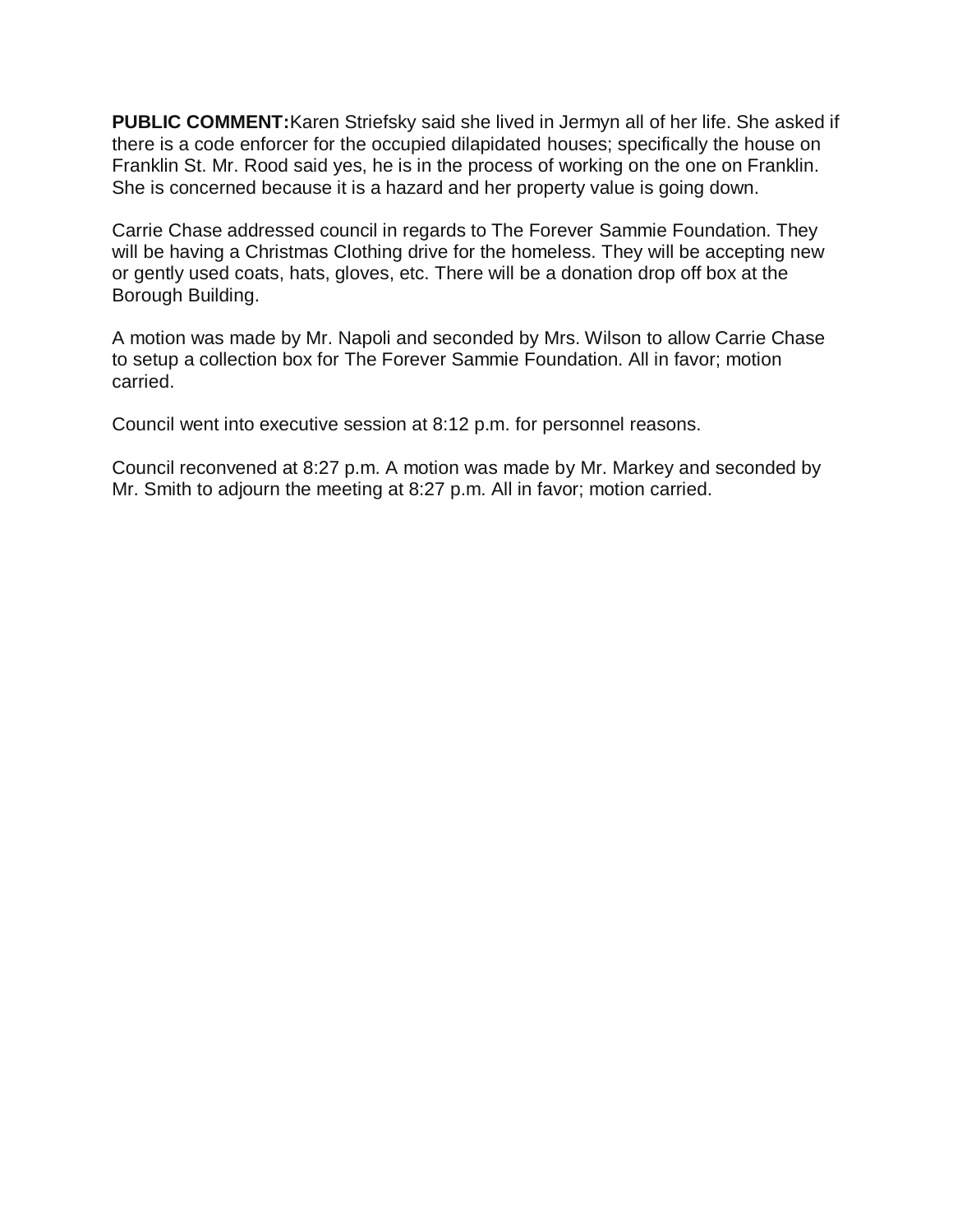**PUBLIC COMMENT:** Karen Striefsky said she lived in Jermyn all of her life. She asked if there is a code enforcer for the occupied dilapidated houses; specifically the house on Franklin St. Mr. Rood said yes, he is in the process of working on the one on Franklin. She is concerned because it is a hazard and her property value is going down.

Carrie Chase addressed council in regards to The Forever Sammie Foundation. They will be having a Christmas Clothing drive for the homeless. They will be accepting new or gently used coats, hats, gloves, etc. There will be a donation drop off box at the Borough Building.

A motion was made by Mr. Napoli and seconded by Mrs. Wilson to allow Carrie Chase to setup a collection box for The Forever Sammie Foundation. All in favor; motion carried.

Council went into executive session at 8:12 p.m. for personnel reasons.

Council reconvened at 8:27 p.m. A motion was made by Mr. Markey and seconded by Mr. Smith to adjourn the meeting at 8:27 p.m. All in favor; motion carried.